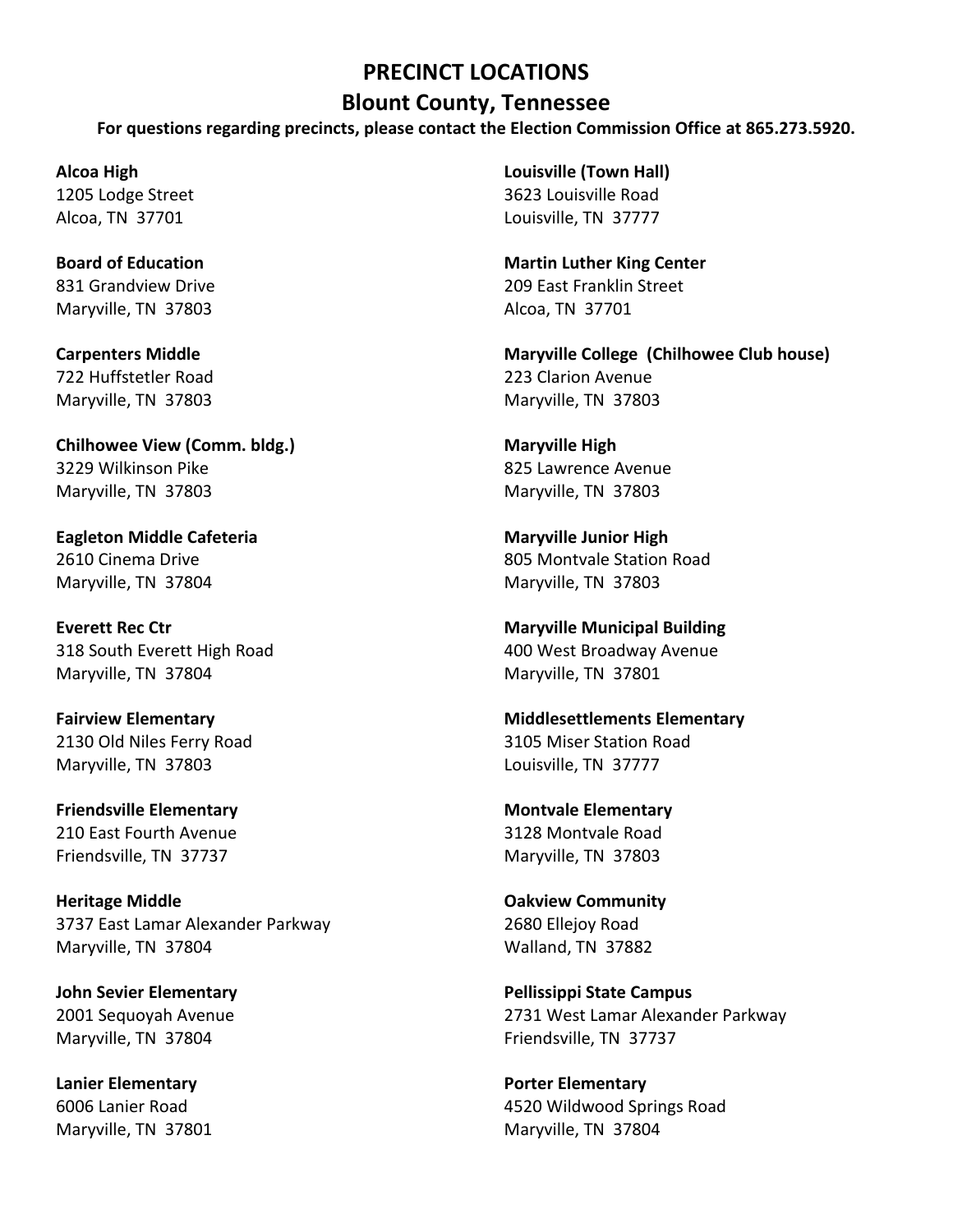# PRECINCT LOCATIONS

## Blount County, Tennessee

**For questions regarding precincts, please contact the Election Commission Office at 865.273.5920.**

**Alcoa High**
1205 Lodge Street
Alcoa, TN 37701

**Board of Education**
831 Grandview Drive
Maryville, TN 37803

**Carpenters Middle**
722 Huffstetler Road
Maryville, TN 37803

**Chilhowee View (Comm. bldg.)**
3229 Wilkinson Pike
Maryville, TN 37803

**Eagleton Middle Cafeteria**
2610 Cinema Drive
Maryville, TN 37804

**Everett Rec Ctr**
318 South Everett High Road
Maryville, TN 37804

**Fairview Elementary**
2130 Old Niles Ferry Road
Maryville, TN 37803

**Friendsville Elementary**
210 East Fourth Avenue
Friendsville, TN 37737

**Heritage Middle**
3737 East Lamar Alexander Parkway
Maryville, TN 37804

**John Sevier Elementary**
2001 Sequoyah Avenue
Maryville, TN 37804

**Lanier Elementary**
6006 Lanier Road
Maryville, TN 37801

**Louisville (Town Hall)**
3623 Louisville Road
Louisville, TN 37777

**Martin Luther King Center**
209 East Franklin Street
Alcoa, TN 37701

**Maryville College (Chilhowee Club house)**
223 Clarion Avenue
Maryville, TN 37803

**Maryville High**
825 Lawrence Avenue
Maryville, TN 37803

**Maryville Junior High**
805 Montvale Station Road
Maryville, TN 37803

**Maryville Municipal Building**
400 West Broadway Avenue
Maryville, TN 37801

**Middlesettlements Elementary**
3105 Miser Station Road
Louisville, TN 37777

**Montvale Elementary**
3128 Montvale Road
Maryville, TN 37803

**Oakview Community**
2680 Ellejoy Road
Walland, TN 37882

**Pellissippi State Campus**
2731 West Lamar Alexander Parkway
Friendsville, TN 37737

**Porter Elementary**
4520 Wildwood Springs Road
Maryville, TN 37804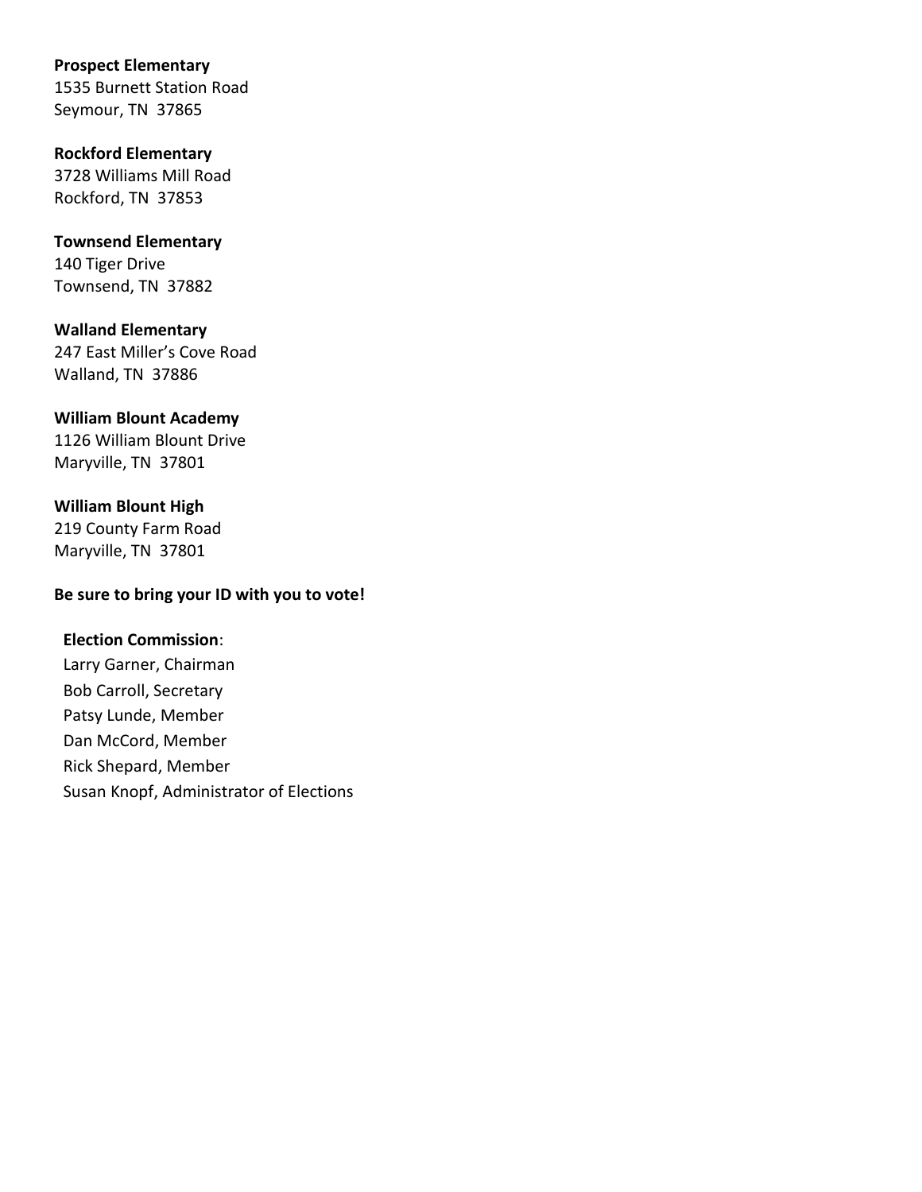**Prospect Elementary**
1535 Burnett Station Road
Seymour, TN 37865

**Rockford Elementary**
3728 Williams Mill Road
Rockford, TN 37853

**Townsend Elementary**
140 Tiger Drive
Townsend, TN 37882

**Walland Elementary**
247 East Miller's Cove Road
Walland, TN 37886

**William Blount Academy**
1126 William Blount Drive
Maryville, TN 37801

**William Blount High**
219 County Farm Road
Maryville, TN 37801

**Be sure to bring your ID with you to vote!**

**Election Commission**:
Larry Garner, Chairman
Bob Carroll, Secretary
Patsy Lunde, Member
Dan McCord, Member
Rick Shepard, Member
Susan Knopf, Administrator of Elections